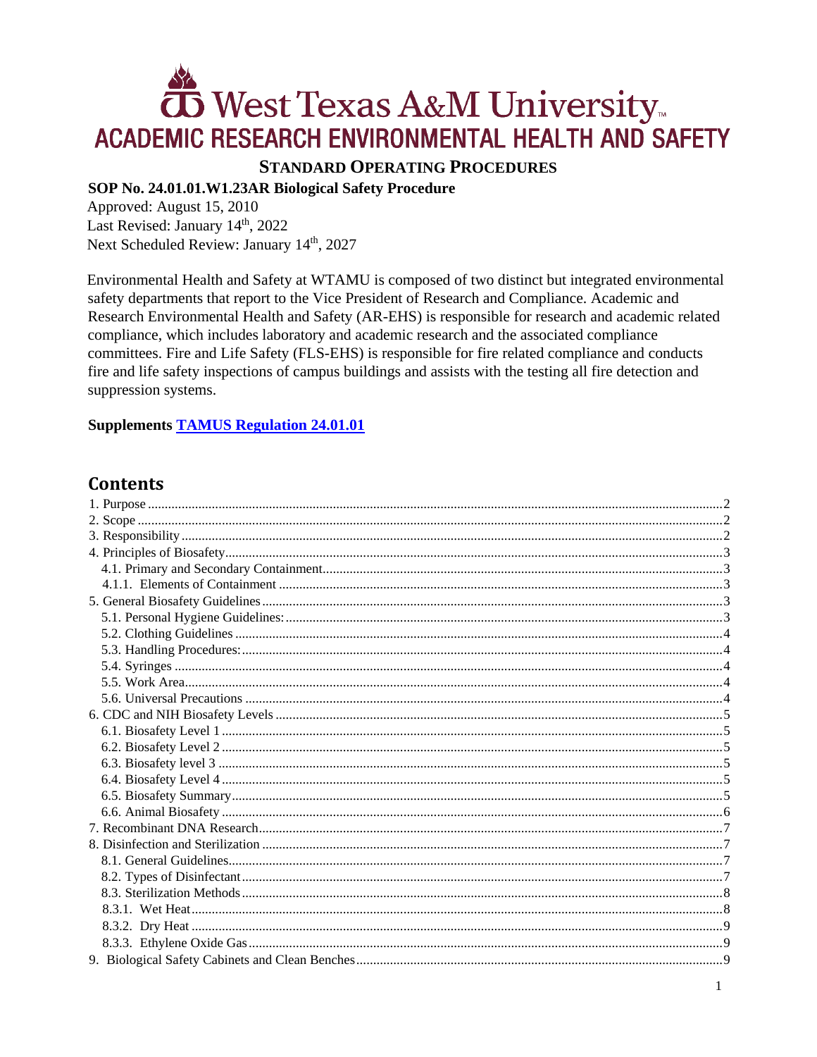# West Texas A&M University

## ACADEMIC RESEARCH ENVIRONMENTAL HEALTH AND SAFETY

### STANDARD OPERATING PROCEDURES

**SOP No. 24.01.01.W1.23AR Biological Safety Procedure**

Approved: August 15, 2010

Last Revised: January 14th, 2022

Next Scheduled Review: January 14th, 2027

Environmental Health and Safety at WTAMU is composed of two distinct but integrated environmental safety departments that report to the Vice President of Research and Compliance. Academic and Research Environmental Health and Safety (AR-EHS) is responsible for research and academic related compliance, which includes laboratory and academic research and the associated compliance committees. Fire and Life Safety (FLS-EHS) is responsible for fire related compliance and conducts fire and life safety inspections of campus buildings and assists with the testing all fire detection and suppression systems.

**Supplements TAMUS Regulation 24.01.01**

## Contents

- 1. Purpose ..... 2
- 2. Scope ..... 2
- 3. Responsibility ..... 2
- 4. Principles of Biosafety ..... 3
  - 4.1. Primary and Secondary Containment ..... 3
  - 4.1.1. Elements of Containment ..... 3
- 5. General Biosafety Guidelines ..... 3
  - 5.1. Personal Hygiene Guidelines: ..... 3
  - 5.2. Clothing Guidelines ..... 4
  - 5.3. Handling Procedures: ..... 4
  - 5.4. Syringes ..... 4
  - 5.5. Work Area ..... 4
  - 5.6. Universal Precautions ..... 4
- 6. CDC and NIH Biosafety Levels ..... 5
  - 6.1. Biosafety Level 1 ..... 5
  - 6.2. Biosafety Level 2 ..... 5
  - 6.3. Biosafety level 3 ..... 5
  - 6.4. Biosafety Level 4 ..... 5
  - 6.5. Biosafety Summary ..... 5
  - 6.6. Animal Biosafety ..... 6
- 7. Recombinant DNA Research ..... 7
- 8. Disinfection and Sterilization ..... 7
  - 8.1. General Guidelines ..... 7
  - 8.2. Types of Disinfectant ..... 7
  - 8.3. Sterilization Methods ..... 8
  - 8.3.1. Wet Heat ..... 8
  - 8.3.2. Dry Heat ..... 9
  - 8.3.3. Ethylene Oxide Gas ..... 9
- 9. Biological Safety Cabinets and Clean Benches ..... 9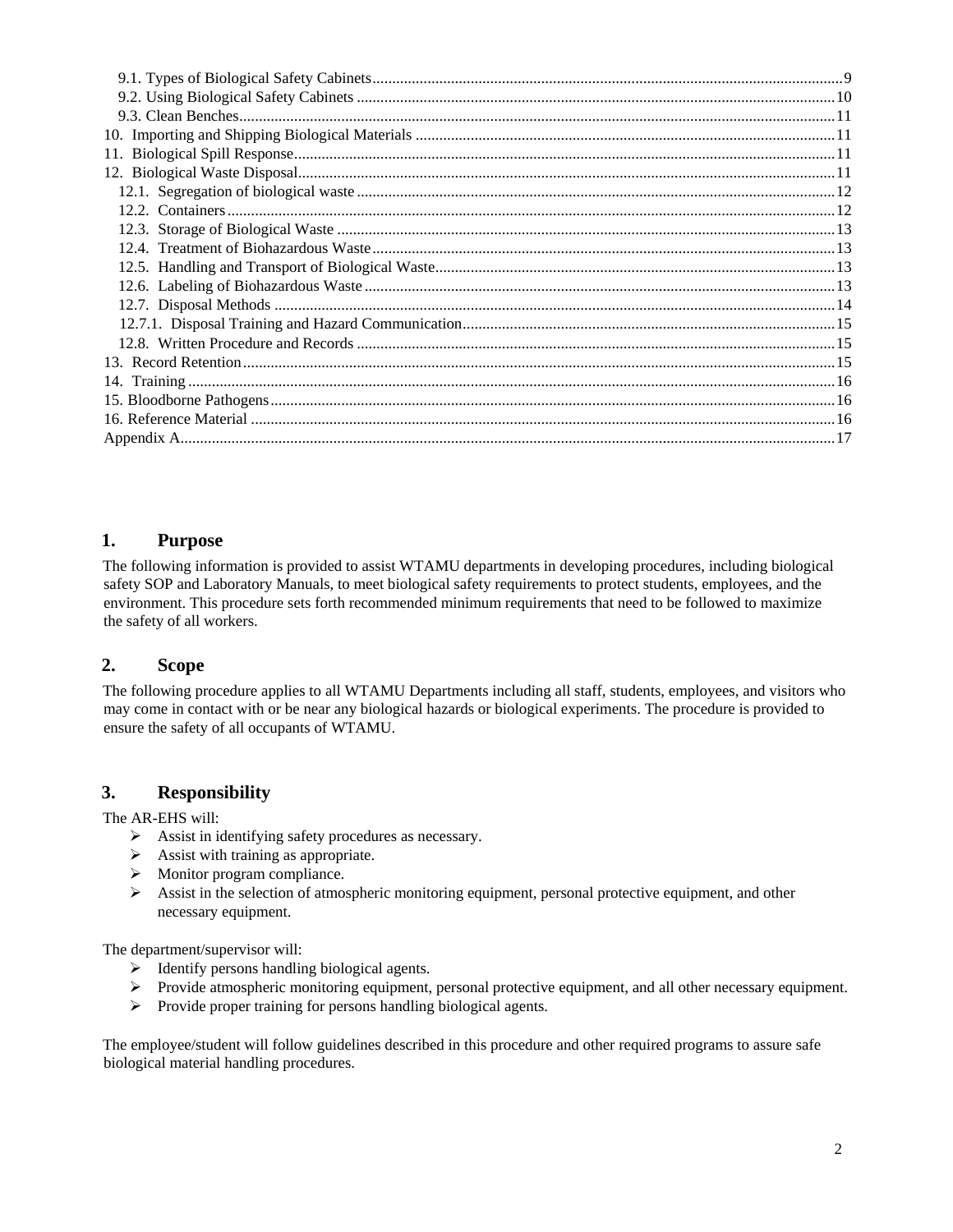9.1. Types of Biological Safety Cabinets......9
9.2. Using Biological Safety Cabinets......10
9.3. Clean Benches......11
10. Importing and Shipping Biological Materials......11
11. Biological Spill Response......11
12. Biological Waste Disposal......11
12.1. Segregation of biological waste......12
12.2. Containers......12
12.3. Storage of Biological Waste......13
12.4. Treatment of Biohazardous Waste......13
12.5. Handling and Transport of Biological Waste......13
12.6. Labeling of Biohazardous Waste......13
12.7. Disposal Methods......14
12.7.1. Disposal Training and Hazard Communication......15
12.8. Written Procedure and Records......15
13. Record Retention......15
14. Training......16
15. Bloodborne Pathogens......16
16. Reference Material......16
Appendix A......17

## 1. Purpose

The following information is provided to assist WTAMU departments in developing procedures, including biological safety SOP and Laboratory Manuals, to meet biological safety requirements to protect students, employees, and the environment. This procedure sets forth recommended minimum requirements that need to be followed to maximize the safety of all workers.

## 2. Scope

The following procedure applies to all WTAMU Departments including all staff, students, employees, and visitors who may come in contact with or be near any biological hazards or biological experiments. The procedure is provided to ensure the safety of all occupants of WTAMU.

## 3. Responsibility

The AR-EHS will:

- Assist in identifying safety procedures as necessary.
- Assist with training as appropriate.
- Monitor program compliance.
- Assist in the selection of atmospheric monitoring equipment, personal protective equipment, and other necessary equipment.

The department/supervisor will:

- Identify persons handling biological agents.
- Provide atmospheric monitoring equipment, personal protective equipment, and all other necessary equipment.
- Provide proper training for persons handling biological agents.

The employee/student will follow guidelines described in this procedure and other required programs to assure safe biological material handling procedures.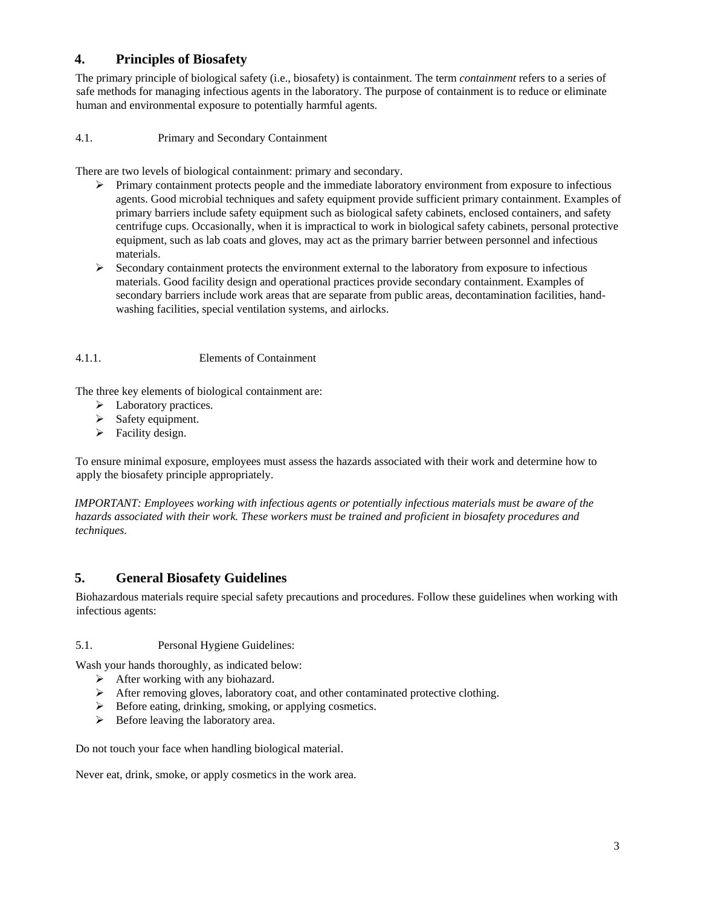## 4. Principles of Biosafety

The primary principle of biological safety (i.e., biosafety) is containment. The term *containment* refers to a series of safe methods for managing infectious agents in the laboratory. The purpose of containment is to reduce or eliminate human and environmental exposure to potentially harmful agents.

### 4.1. Primary and Secondary Containment

There are two levels of biological containment: primary and secondary.

- Primary containment protects people and the immediate laboratory environment from exposure to infectious agents. Good microbial techniques and safety equipment provide sufficient primary containment. Examples of primary barriers include safety equipment such as biological safety cabinets, enclosed containers, and safety centrifuge cups. Occasionally, when it is impractical to work in biological safety cabinets, personal protective equipment, such as lab coats and gloves, may act as the primary barrier between personnel and infectious materials.
- Secondary containment protects the environment external to the laboratory from exposure to infectious materials. Good facility design and operational practices provide secondary containment. Examples of secondary barriers include work areas that are separate from public areas, decontamination facilities, hand-washing facilities, special ventilation systems, and airlocks.

#### 4.1.1. Elements of Containment

The three key elements of biological containment are:

- Laboratory practices.
- Safety equipment.
- Facility design.

To ensure minimal exposure, employees must assess the hazards associated with their work and determine how to apply the biosafety principle appropriately.

*IMPORTANT: Employees working with infectious agents or potentially infectious materials must be aware of the hazards associated with their work. These workers must be trained and proficient in biosafety procedures and techniques.*

## 5. General Biosafety Guidelines

Biohazardous materials require special safety precautions and procedures. Follow these guidelines when working with infectious agents:

### 5.1. Personal Hygiene Guidelines:

Wash your hands thoroughly, as indicated below:

- After working with any biohazard.
- After removing gloves, laboratory coat, and other contaminated protective clothing.
- Before eating, drinking, smoking, or applying cosmetics.
- Before leaving the laboratory area.

Do not touch your face when handling biological material.

Never eat, drink, smoke, or apply cosmetics in the work area.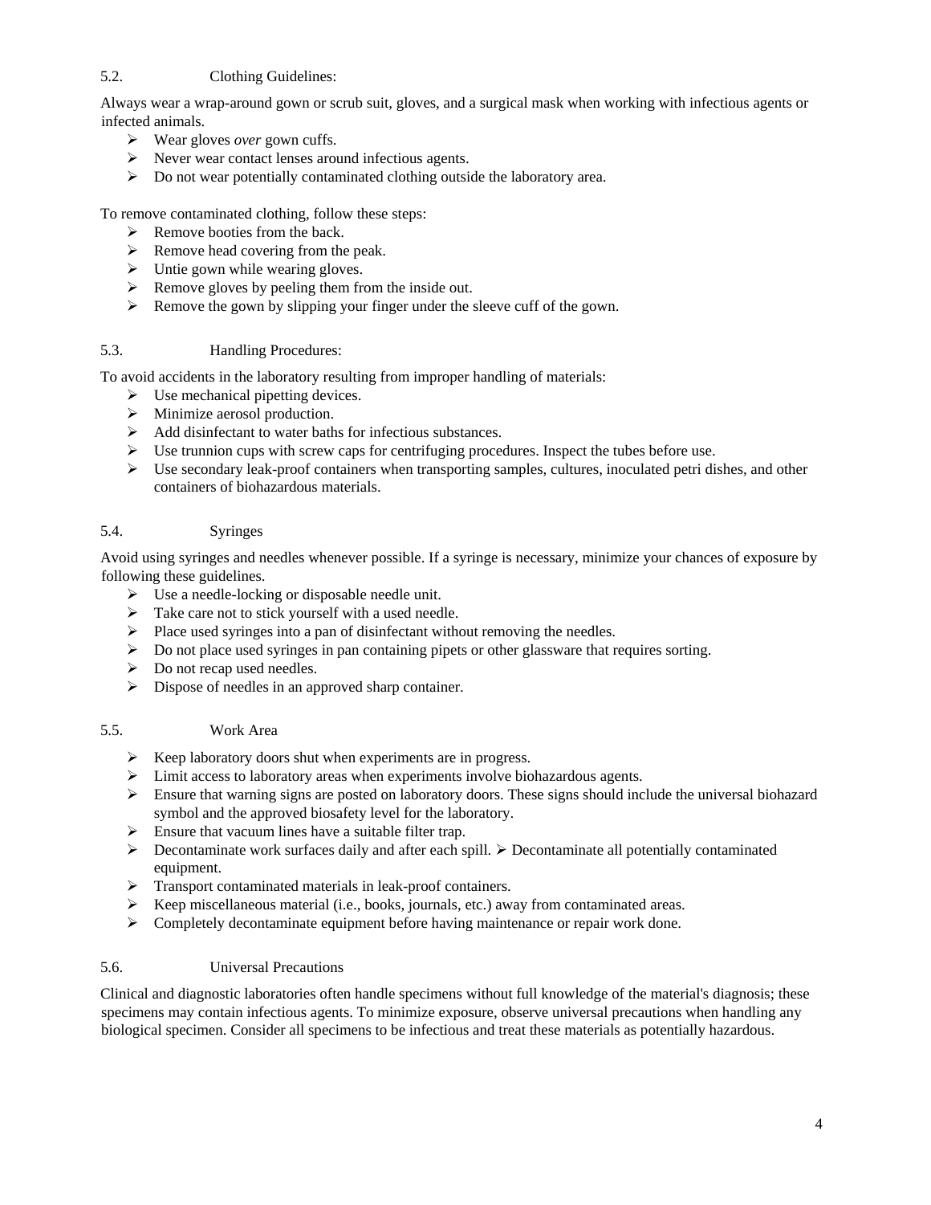### 5.2. Clothing Guidelines:

Always wear a wrap-around gown or scrub suit, gloves, and a surgical mask when working with infectious agents or infected animals.

- Wear gloves *over* gown cuffs.
- Never wear contact lenses around infectious agents.
- Do not wear potentially contaminated clothing outside the laboratory area.

To remove contaminated clothing, follow these steps:

- Remove booties from the back.
- Remove head covering from the peak.
- Untie gown while wearing gloves.
- Remove gloves by peeling them from the inside out.
- Remove the gown by slipping your finger under the sleeve cuff of the gown.

### 5.3. Handling Procedures:

To avoid accidents in the laboratory resulting from improper handling of materials:

- Use mechanical pipetting devices.
- Minimize aerosol production.
- Add disinfectant to water baths for infectious substances.
- Use trunnion cups with screw caps for centrifuging procedures. Inspect the tubes before use.
- Use secondary leak-proof containers when transporting samples, cultures, inoculated petri dishes, and other containers of biohazardous materials.

### 5.4. Syringes

Avoid using syringes and needles whenever possible. If a syringe is necessary, minimize your chances of exposure by following these guidelines.

- Use a needle-locking or disposable needle unit.
- Take care not to stick yourself with a used needle.
- Place used syringes into a pan of disinfectant without removing the needles.
- Do not place used syringes in pan containing pipets or other glassware that requires sorting.
- Do not recap used needles.
- Dispose of needles in an approved sharp container.

### 5.5. Work Area

- Keep laboratory doors shut when experiments are in progress.
- Limit access to laboratory areas when experiments involve biohazardous agents.
- Ensure that warning signs are posted on laboratory doors. These signs should include the universal biohazard symbol and the approved biosafety level for the laboratory.
- Ensure that vacuum lines have a suitable filter trap.
- Decontaminate work surfaces daily and after each spill.
- Decontaminate all potentially contaminated equipment.
- Transport contaminated materials in leak-proof containers.
- Keep miscellaneous material (i.e., books, journals, etc.) away from contaminated areas.
- Completely decontaminate equipment before having maintenance or repair work done.

### 5.6. Universal Precautions

Clinical and diagnostic laboratories often handle specimens without full knowledge of the material's diagnosis; these specimens may contain infectious agents. To minimize exposure, observe universal precautions when handling any biological specimen. Consider all specimens to be infectious and treat these materials as potentially hazardous.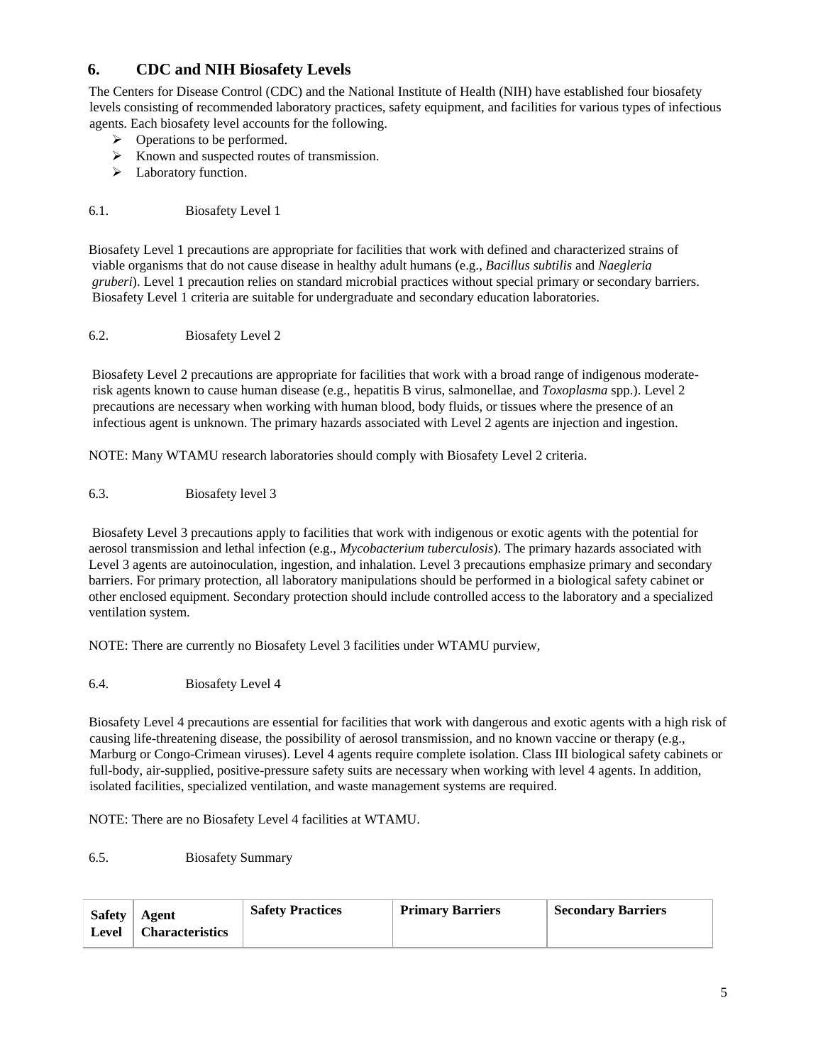## 6. CDC and NIH Biosafety Levels

The Centers for Disease Control (CDC) and the National Institute of Health (NIH) have established four biosafety levels consisting of recommended laboratory practices, safety equipment, and facilities for various types of infectious agents. Each biosafety level accounts for the following.

- Operations to be performed.
- Known and suspected routes of transmission.
- Laboratory function.

### 6.1. Biosafety Level 1

Biosafety Level 1 precautions are appropriate for facilities that work with defined and characterized strains of viable organisms that do not cause disease in healthy adult humans (e.g., *Bacillus subtilis* and *Naegleria gruberi*). Level 1 precaution relies on standard microbial practices without special primary or secondary barriers. Biosafety Level 1 criteria are suitable for undergraduate and secondary education laboratories.

### 6.2. Biosafety Level 2

Biosafety Level 2 precautions are appropriate for facilities that work with a broad range of indigenous moderate-risk agents known to cause human disease (e.g., hepatitis B virus, salmonellae, and *Toxoplasma* spp.). Level 2 precautions are necessary when working with human blood, body fluids, or tissues where the presence of an infectious agent is unknown. The primary hazards associated with Level 2 agents are injection and ingestion.

NOTE: Many WTAMU research laboratories should comply with Biosafety Level 2 criteria.

### 6.3. Biosafety level 3

Biosafety Level 3 precautions apply to facilities that work with indigenous or exotic agents with the potential for aerosol transmission and lethal infection (e.g., *Mycobacterium tuberculosis*). The primary hazards associated with Level 3 agents are autoinoculation, ingestion, and inhalation. Level 3 precautions emphasize primary and secondary barriers. For primary protection, all laboratory manipulations should be performed in a biological safety cabinet or other enclosed equipment. Secondary protection should include controlled access to the laboratory and a specialized ventilation system.

NOTE: There are currently no Biosafety Level 3 facilities under WTAMU purview,

### 6.4. Biosafety Level 4

Biosafety Level 4 precautions are essential for facilities that work with dangerous and exotic agents with a high risk of causing life-threatening disease, the possibility of aerosol transmission, and no known vaccine or therapy (e.g., Marburg or Congo-Crimean viruses). Level 4 agents require complete isolation. Class III biological safety cabinets or full-body, air-supplied, positive-pressure safety suits are necessary when working with level 4 agents. In addition, isolated facilities, specialized ventilation, and waste management systems are required.

NOTE: There are no Biosafety Level 4 facilities at WTAMU.

### 6.5. Biosafety Summary

| Safety Level | Agent Characteristics | Safety Practices | Primary Barriers | Secondary Barriers |
|---|---|---|---|---|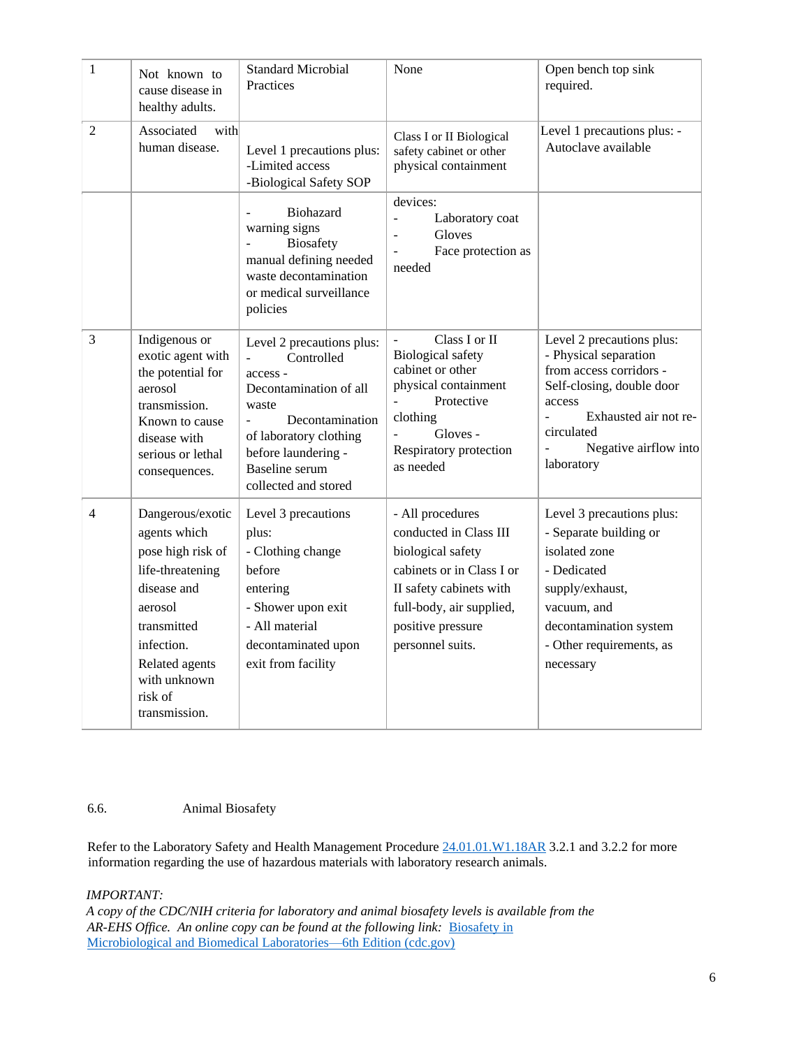| 1 | Not known to cause disease in healthy adults. | Standard Microbial Practices | None | Open bench top sink required. |
|---|---|---|---|---|
| 2 | Associated with human disease. | Level 1 precautions plus: -Limited access -Biological Safety SOP | Class I or II Biological safety cabinet or other physical containment | Level 1 precautions plus: - Autoclave available |
| | | - Biohazard warning signs - Biosafety manual defining needed waste decontamination or medical surveillance policies | devices: - Laboratory coat - Gloves - Face protection as needed | |
| 3 | Indigenous or exotic agent with the potential for aerosol transmission. Known to cause disease with serious or lethal consequences. | Level 2 precautions plus: - Controlled access - Decontamination of all waste - Decontamination of laboratory clothing before laundering - Baseline serum collected and stored | - Class I or II Biological safety cabinet or other physical containment - Protective clothing - Gloves - Respiratory protection as needed | Level 2 precautions plus: - Physical separation from access corridors - Self-closing, double door access - Exhausted air not re-circulated - Negative airflow into laboratory |
| 4 | Dangerous/exotic agents which pose high risk of life-threatening disease and aerosol transmitted infection. Related agents with unknown risk of transmission. | Level 3 precautions plus: - Clothing change before entering - Shower upon exit - All material decontaminated upon exit from facility | - All procedures conducted in Class III biological safety cabinets or in Class I or II safety cabinets with full-body, air supplied, positive pressure personnel suits. | Level 3 precautions plus: - Separate building or isolated zone - Dedicated supply/exhaust, vacuum, and decontamination system - Other requirements, as necessary |

## 6.6. Animal Biosafety

Refer to the Laboratory Safety and Health Management Procedure 24.01.01.W1.18AR 3.2.1 and 3.2.2 for more information regarding the use of hazardous materials with laboratory research animals.

*IMPORTANT:*
*A copy of the CDC/NIH criteria for laboratory and animal biosafety levels is available from the AR-EHS Office. An online copy can be found at the following link:* Biosafety in Microbiological and Biomedical Laboratories—6th Edition (cdc.gov)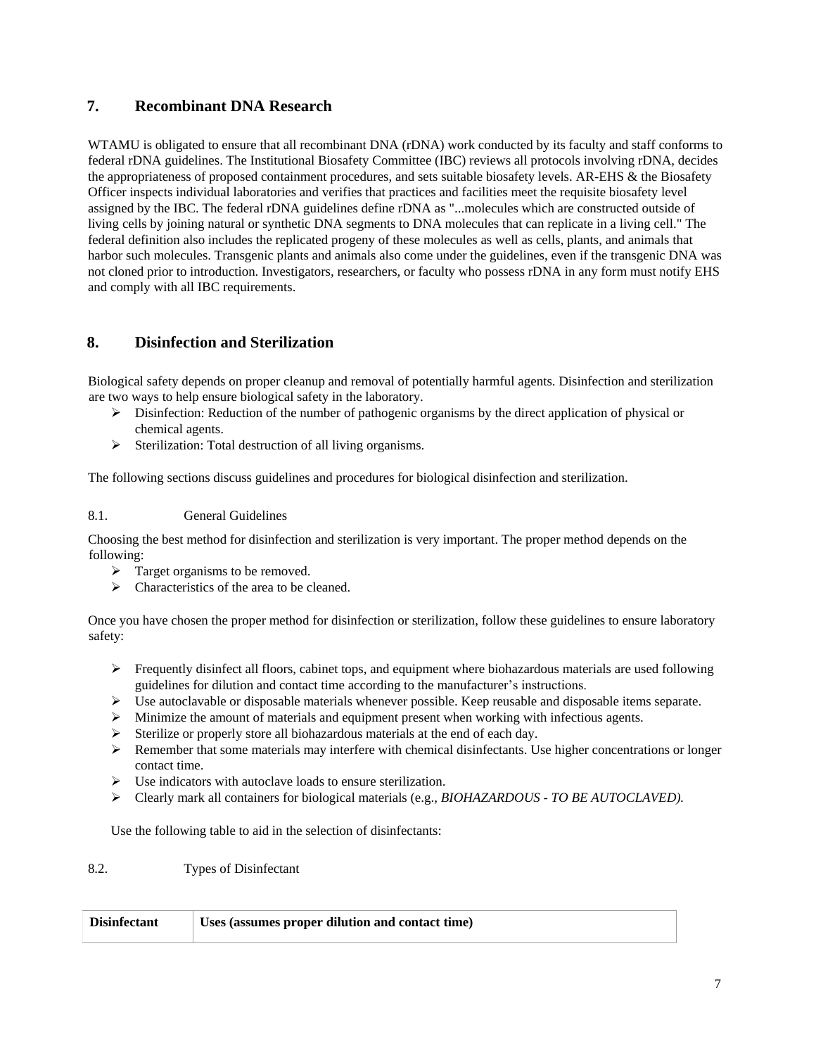## 7. Recombinant DNA Research

WTAMU is obligated to ensure that all recombinant DNA (rDNA) work conducted by its faculty and staff conforms to federal rDNA guidelines. The Institutional Biosafety Committee (IBC) reviews all protocols involving rDNA, decides the appropriateness of proposed containment procedures, and sets suitable biosafety levels. AR-EHS & the Biosafety Officer inspects individual laboratories and verifies that practices and facilities meet the requisite biosafety level assigned by the IBC. The federal rDNA guidelines define rDNA as "...molecules which are constructed outside of living cells by joining natural or synthetic DNA segments to DNA molecules that can replicate in a living cell." The federal definition also includes the replicated progeny of these molecules as well as cells, plants, and animals that harbor such molecules. Transgenic plants and animals also come under the guidelines, even if the transgenic DNA was not cloned prior to introduction. Investigators, researchers, or faculty who possess rDNA in any form must notify EHS and comply with all IBC requirements.

## 8. Disinfection and Sterilization

Biological safety depends on proper cleanup and removal of potentially harmful agents. Disinfection and sterilization are two ways to help ensure biological safety in the laboratory.

- Disinfection: Reduction of the number of pathogenic organisms by the direct application of physical or chemical agents.
- Sterilization: Total destruction of all living organisms.

The following sections discuss guidelines and procedures for biological disinfection and sterilization.

### 8.1. General Guidelines

Choosing the best method for disinfection and sterilization is very important. The proper method depends on the following:

- Target organisms to be removed.
- Characteristics of the area to be cleaned.

Once you have chosen the proper method for disinfection or sterilization, follow these guidelines to ensure laboratory safety:

- Frequently disinfect all floors, cabinet tops, and equipment where biohazardous materials are used following guidelines for dilution and contact time according to the manufacturer's instructions.
- Use autoclavable or disposable materials whenever possible. Keep reusable and disposable items separate.
- Minimize the amount of materials and equipment present when working with infectious agents.
- Sterilize or properly store all biohazardous materials at the end of each day.
- Remember that some materials may interfere with chemical disinfectants. Use higher concentrations or longer contact time.
- Use indicators with autoclave loads to ensure sterilization.
- Clearly mark all containers for biological materials (e.g., *BIOHAZARDOUS - TO BE AUTOCLAVED).*

Use the following table to aid in the selection of disinfectants:

### 8.2. Types of Disinfectant

| Disinfectant | Uses (assumes proper dilution and contact time) |
|---|---|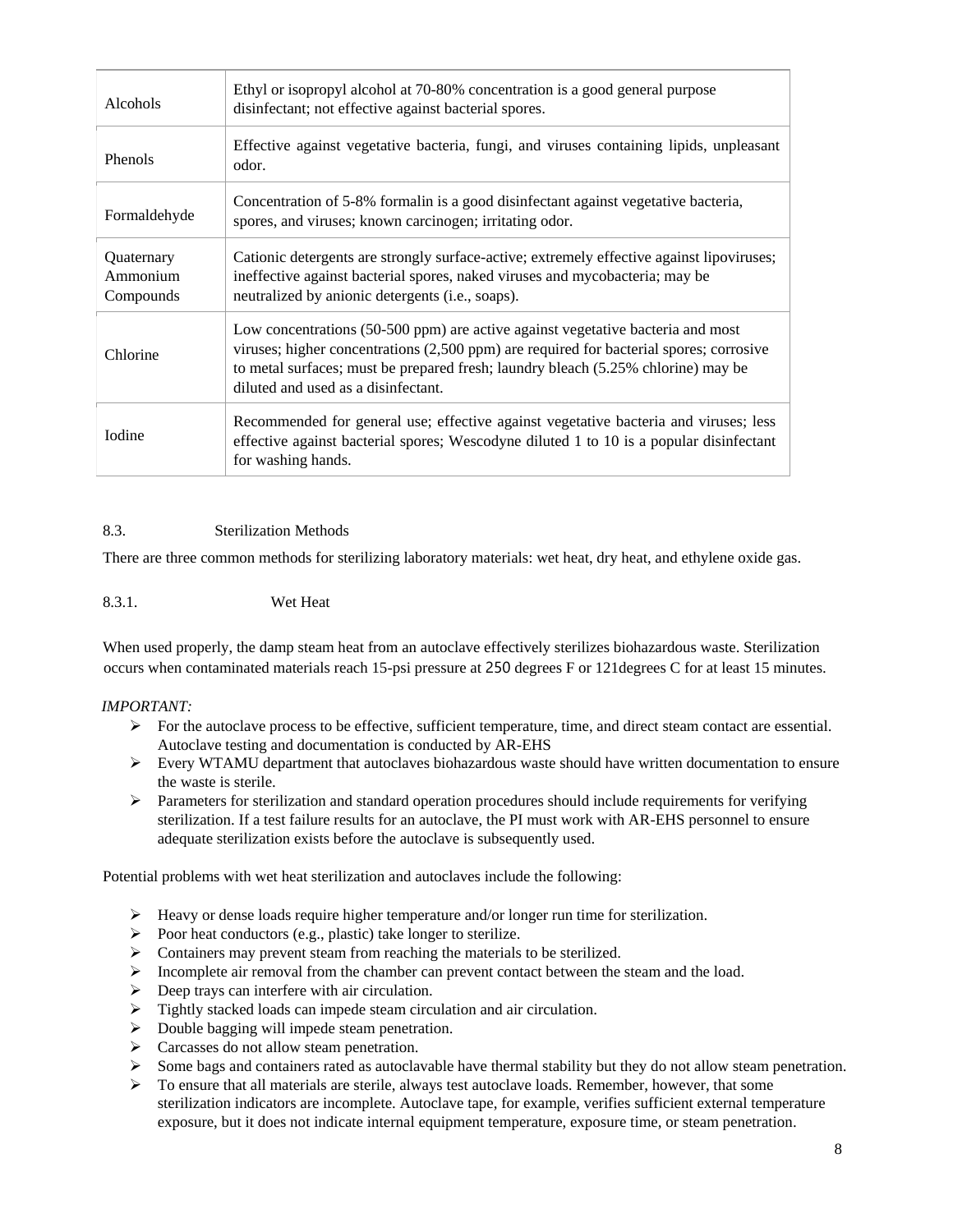| Alcohols | Ethyl or isopropyl alcohol at 70-80% concentration is a good general purpose disinfectant; not effective against bacterial spores. |
|---|---|
| Phenols | Effective against vegetative bacteria, fungi, and viruses containing lipids, unpleasant odor. |
| Formaldehyde | Concentration of 5-8% formalin is a good disinfectant against vegetative bacteria, spores, and viruses; known carcinogen; irritating odor. |
| Quaternary Ammonium Compounds | Cationic detergents are strongly surface-active; extremely effective against lipoviruses; ineffective against bacterial spores, naked viruses and mycobacteria; may be neutralized by anionic detergents (i.e., soaps). |
| Chlorine | Low concentrations (50-500 ppm) are active against vegetative bacteria and most viruses; higher concentrations (2,500 ppm) are required for bacterial spores; corrosive to metal surfaces; must be prepared fresh; laundry bleach (5.25% chlorine) may be diluted and used as a disinfectant. |
| Iodine | Recommended for general use; effective against vegetative bacteria and viruses; less effective against bacterial spores; Wescodyne diluted 1 to 10 is a popular disinfectant for washing hands. |

### 8.3. Sterilization Methods

There are three common methods for sterilizing laboratory materials: wet heat, dry heat, and ethylene oxide gas.

#### 8.3.1. Wet Heat

When used properly, the damp steam heat from an autoclave effectively sterilizes biohazardous waste. Sterilization occurs when contaminated materials reach 15-psi pressure at 250 degrees F or 121degrees C for at least 15 minutes.

*IMPORTANT:*

- For the autoclave process to be effective, sufficient temperature, time, and direct steam contact are essential. Autoclave testing and documentation is conducted by AR-EHS
- Every WTAMU department that autoclaves biohazardous waste should have written documentation to ensure the waste is sterile.
- Parameters for sterilization and standard operation procedures should include requirements for verifying sterilization. If a test failure results for an autoclave, the PI must work with AR-EHS personnel to ensure adequate sterilization exists before the autoclave is subsequently used.

Potential problems with wet heat sterilization and autoclaves include the following:

- Heavy or dense loads require higher temperature and/or longer run time for sterilization.
- Poor heat conductors (e.g., plastic) take longer to sterilize.
- Containers may prevent steam from reaching the materials to be sterilized.
- Incomplete air removal from the chamber can prevent contact between the steam and the load.
- Deep trays can interfere with air circulation.
- Tightly stacked loads can impede steam circulation and air circulation.
- Double bagging will impede steam penetration.
- Carcasses do not allow steam penetration.
- Some bags and containers rated as autoclavable have thermal stability but they do not allow steam penetration.
- To ensure that all materials are sterile, always test autoclave loads. Remember, however, that some sterilization indicators are incomplete. Autoclave tape, for example, verifies sufficient external temperature exposure, but it does not indicate internal equipment temperature, exposure time, or steam penetration.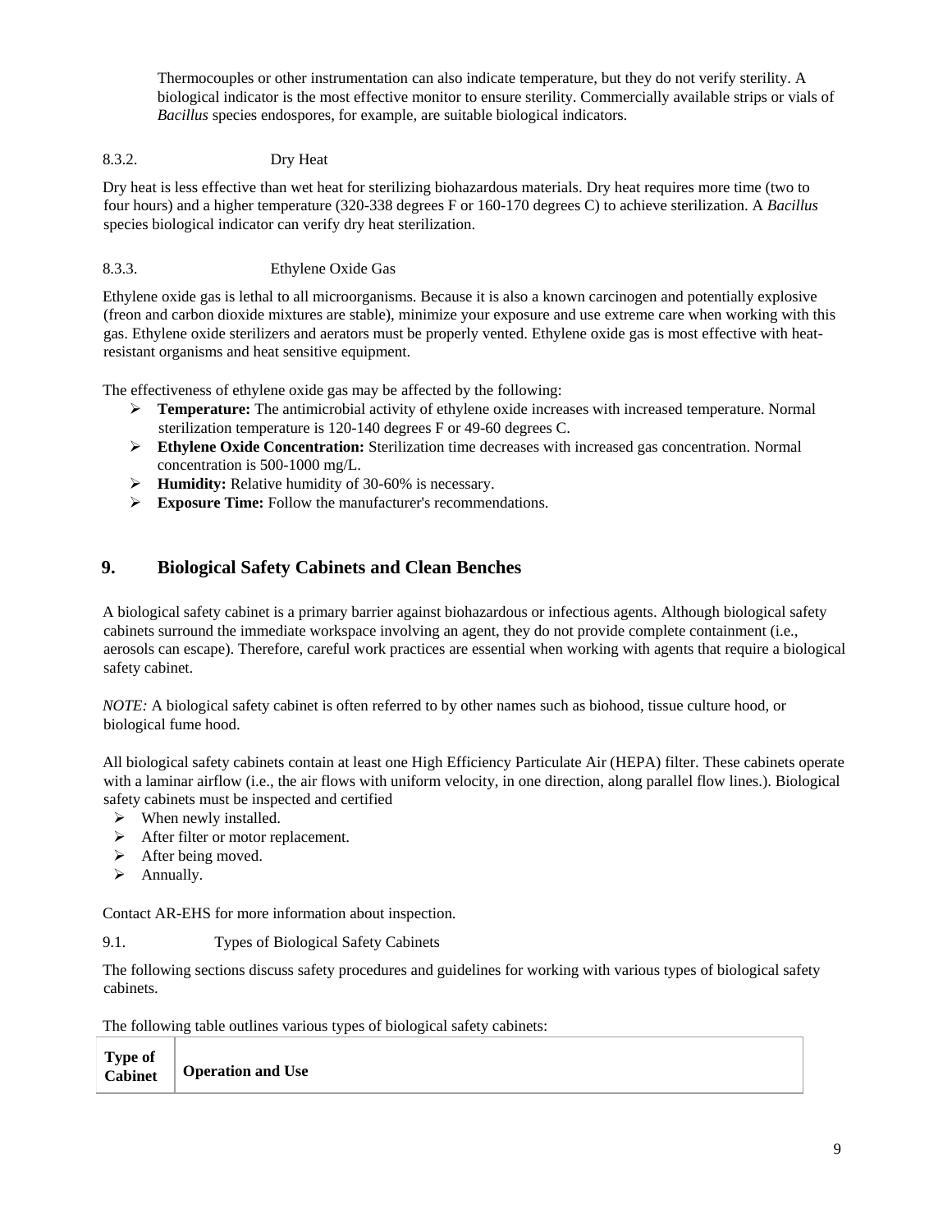Thermocouples or other instrumentation can also indicate temperature, but they do not verify sterility. A biological indicator is the most effective monitor to ensure sterility. Commercially available strips or vials of *Bacillus* species endospores, for example, are suitable biological indicators.

### 8.3.2. Dry Heat

Dry heat is less effective than wet heat for sterilizing biohazardous materials. Dry heat requires more time (two to four hours) and a higher temperature (320-338 degrees F or 160-170 degrees C) to achieve sterilization. A *Bacillus* species biological indicator can verify dry heat sterilization.

### 8.3.3. Ethylene Oxide Gas

Ethylene oxide gas is lethal to all microorganisms. Because it is also a known carcinogen and potentially explosive (freon and carbon dioxide mixtures are stable), minimize your exposure and use extreme care when working with this gas. Ethylene oxide sterilizers and aerators must be properly vented. Ethylene oxide gas is most effective with heat-resistant organisms and heat sensitive equipment.

The effectiveness of ethylene oxide gas may be affected by the following:

- **Temperature:** The antimicrobial activity of ethylene oxide increases with increased temperature. Normal sterilization temperature is 120-140 degrees F or 49-60 degrees C.
- **Ethylene Oxide Concentration:** Sterilization time decreases with increased gas concentration. Normal concentration is 500-1000 mg/L.
- **Humidity:** Relative humidity of 30-60% is necessary.
- **Exposure Time:** Follow the manufacturer's recommendations.

# 9. Biological Safety Cabinets and Clean Benches

A biological safety cabinet is a primary barrier against biohazardous or infectious agents. Although biological safety cabinets surround the immediate workspace involving an agent, they do not provide complete containment (i.e., aerosols can escape). Therefore, careful work practices are essential when working with agents that require a biological safety cabinet.

*NOTE:* A biological safety cabinet is often referred to by other names such as biohood, tissue culture hood, or biological fume hood.

All biological safety cabinets contain at least one High Efficiency Particulate Air (HEPA) filter. These cabinets operate with a laminar airflow (i.e., the air flows with uniform velocity, in one direction, along parallel flow lines.). Biological safety cabinets must be inspected and certified

- When newly installed.
- After filter or motor replacement.
- After being moved.
- Annually.

Contact AR-EHS for more information about inspection.

## 9.1. Types of Biological Safety Cabinets

The following sections discuss safety procedures and guidelines for working with various types of biological safety cabinets.

The following table outlines various types of biological safety cabinets:

| Type of Cabinet | Operation and Use |
|---|---|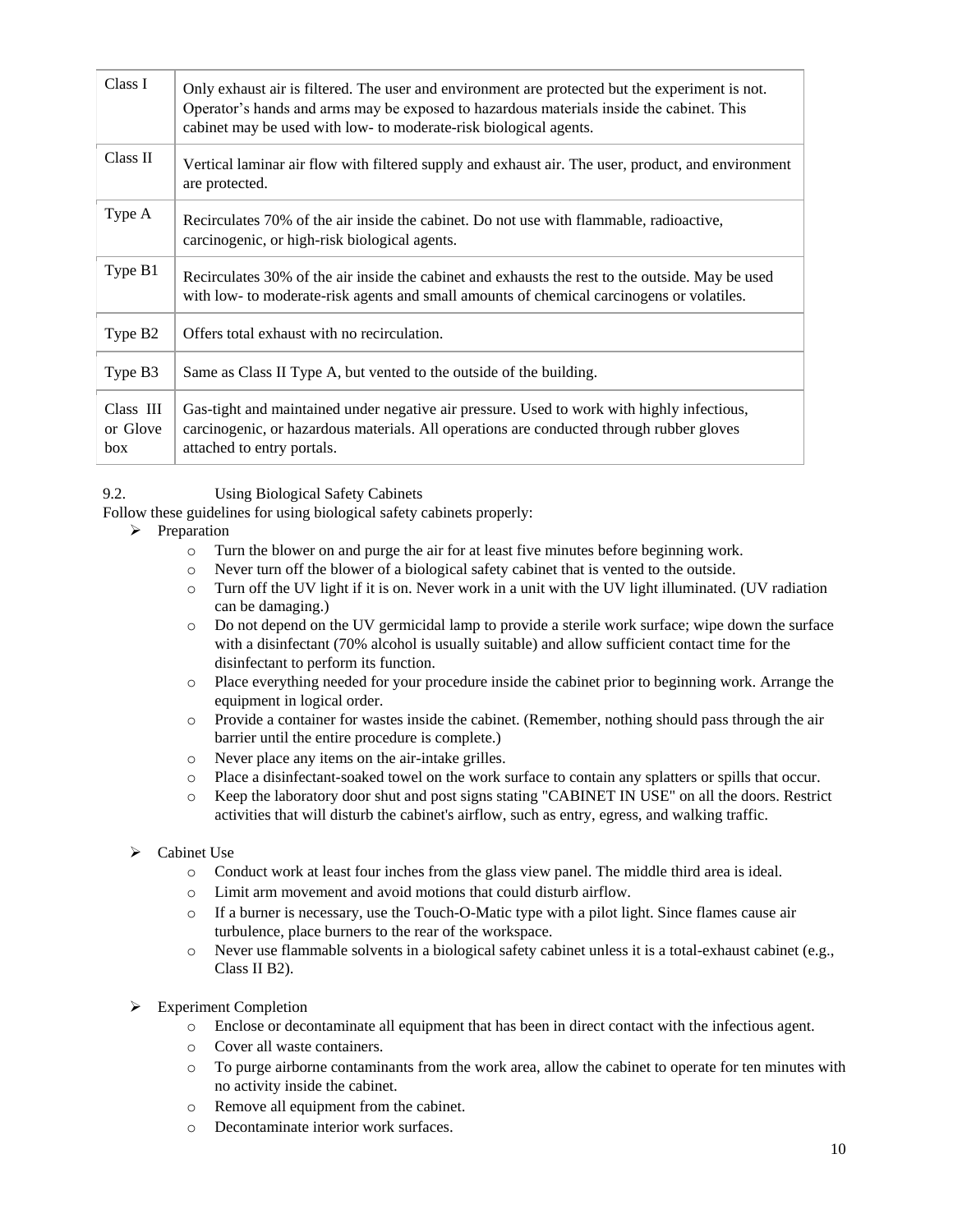| Class I | Only exhaust air is filtered. The user and environment are protected but the experiment is not. Operator's hands and arms may be exposed to hazardous materials inside the cabinet. This cabinet may be used with low- to moderate-risk biological agents. |
|---|---|
| Class II | Vertical laminar air flow with filtered supply and exhaust air. The user, product, and environment are protected. |
| Type A | Recirculates 70% of the air inside the cabinet. Do not use with flammable, radioactive, carcinogenic, or high-risk biological agents. |
| Type B1 | Recirculates 30% of the air inside the cabinet and exhausts the rest to the outside. May be used with low- to moderate-risk agents and small amounts of chemical carcinogens or volatiles. |
| Type B2 | Offers total exhaust with no recirculation. |
| Type B3 | Same as Class II Type A, but vented to the outside of the building. |
| Class III or Glove box | Gas-tight and maintained under negative air pressure. Used to work with highly infectious, carcinogenic, or hazardous materials. All operations are conducted through rubber gloves attached to entry portals. |

### 9.2. Using Biological Safety Cabinets

Follow these guidelines for using biological safety cabinets properly:

- Preparation
  - Turn the blower on and purge the air for at least five minutes before beginning work.
  - Never turn off the blower of a biological safety cabinet that is vented to the outside.
  - Turn off the UV light if it is on. Never work in a unit with the UV light illuminated. (UV radiation can be damaging.)
  - Do not depend on the UV germicidal lamp to provide a sterile work surface; wipe down the surface with a disinfectant (70% alcohol is usually suitable) and allow sufficient contact time for the disinfectant to perform its function.
  - Place everything needed for your procedure inside the cabinet prior to beginning work. Arrange the equipment in logical order.
  - Provide a container for wastes inside the cabinet. (Remember, nothing should pass through the air barrier until the entire procedure is complete.)
  - Never place any items on the air-intake grilles.
  - Place a disinfectant-soaked towel on the work surface to contain any splatters or spills that occur.
  - Keep the laboratory door shut and post signs stating "CABINET IN USE" on all the doors. Restrict activities that will disturb the cabinet's airflow, such as entry, egress, and walking traffic.

- Cabinet Use
  - Conduct work at least four inches from the glass view panel. The middle third area is ideal.
  - Limit arm movement and avoid motions that could disturb airflow.
  - If a burner is necessary, use the Touch-O-Matic type with a pilot light. Since flames cause air turbulence, place burners to the rear of the workspace.
  - Never use flammable solvents in a biological safety cabinet unless it is a total-exhaust cabinet (e.g., Class II B2).

- Experiment Completion
  - Enclose or decontaminate all equipment that has been in direct contact with the infectious agent.
  - Cover all waste containers.
  - To purge airborne contaminants from the work area, allow the cabinet to operate for ten minutes with no activity inside the cabinet.
  - Remove all equipment from the cabinet.
  - Decontaminate interior work surfaces.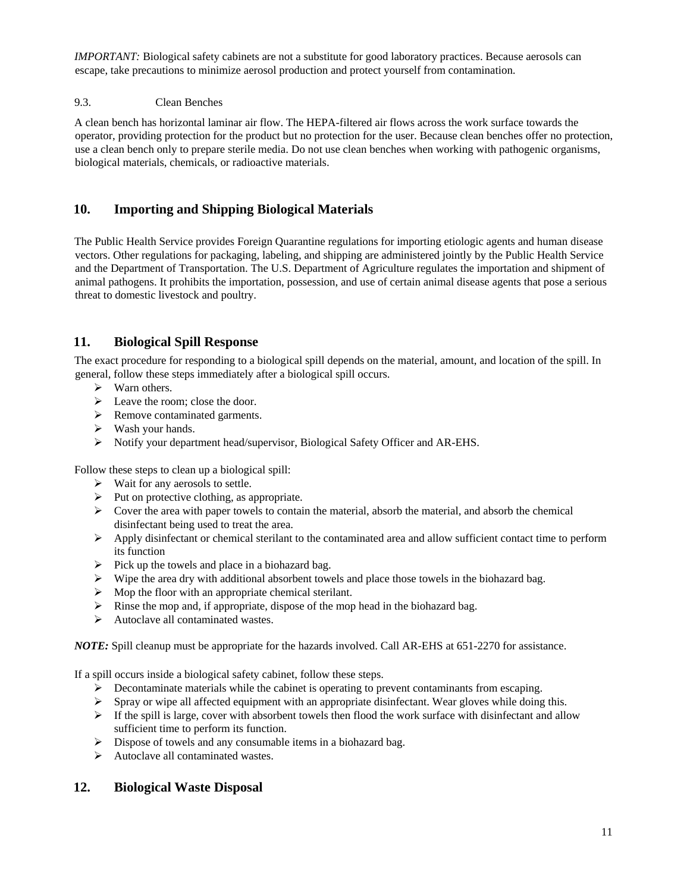*IMPORTANT:* Biological safety cabinets are not a substitute for good laboratory practices. Because aerosols can escape, take precautions to minimize aerosol production and protect yourself from contamination.

### 9.3. Clean Benches

A clean bench has horizontal laminar air flow. The HEPA-filtered air flows across the work surface towards the operator, providing protection for the product but no protection for the user. Because clean benches offer no protection, use a clean bench only to prepare sterile media. Do not use clean benches when working with pathogenic organisms, biological materials, chemicals, or radioactive materials.

## 10. Importing and Shipping Biological Materials

The Public Health Service provides Foreign Quarantine regulations for importing etiologic agents and human disease vectors. Other regulations for packaging, labeling, and shipping are administered jointly by the Public Health Service and the Department of Transportation. The U.S. Department of Agriculture regulates the importation and shipment of animal pathogens. It prohibits the importation, possession, and use of certain animal disease agents that pose a serious threat to domestic livestock and poultry.

## 11. Biological Spill Response

The exact procedure for responding to a biological spill depends on the material, amount, and location of the spill. In general, follow these steps immediately after a biological spill occurs.

- Warn others.
- Leave the room; close the door.
- Remove contaminated garments.
- Wash your hands.
- Notify your department head/supervisor, Biological Safety Officer and AR-EHS.

Follow these steps to clean up a biological spill:

- Wait for any aerosols to settle.
- Put on protective clothing, as appropriate.
- Cover the area with paper towels to contain the material, absorb the material, and absorb the chemical disinfectant being used to treat the area.
- Apply disinfectant or chemical sterilant to the contaminated area and allow sufficient contact time to perform its function
- Pick up the towels and place in a biohazard bag.
- Wipe the area dry with additional absorbent towels and place those towels in the biohazard bag.
- Mop the floor with an appropriate chemical sterilant.
- Rinse the mop and, if appropriate, dispose of the mop head in the biohazard bag.
- Autoclave all contaminated wastes.

***NOTE:*** Spill cleanup must be appropriate for the hazards involved. Call AR-EHS at 651-2270 for assistance.

If a spill occurs inside a biological safety cabinet, follow these steps.

- Decontaminate materials while the cabinet is operating to prevent contaminants from escaping.
- Spray or wipe all affected equipment with an appropriate disinfectant. Wear gloves while doing this.
- If the spill is large, cover with absorbent towels then flood the work surface with disinfectant and allow sufficient time to perform its function.
- Dispose of towels and any consumable items in a biohazard bag.
- Autoclave all contaminated wastes.

## 12. Biological Waste Disposal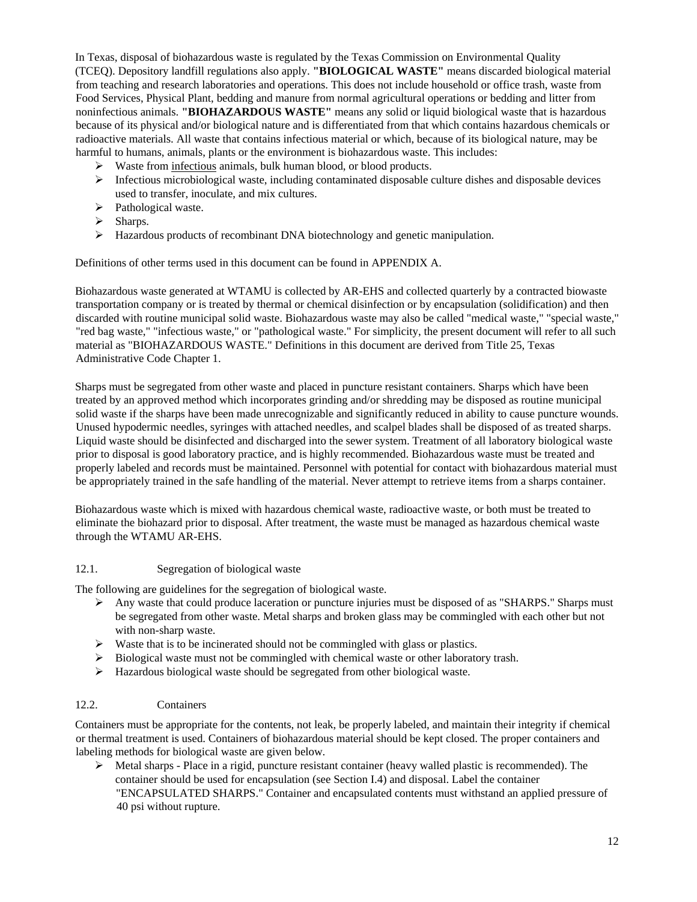In Texas, disposal of biohazardous waste is regulated by the Texas Commission on Environmental Quality (TCEQ). Depository landfill regulations also apply. **"BIOLOGICAL WASTE"** means discarded biological material from teaching and research laboratories and operations. This does not include household or office trash, waste from Food Services, Physical Plant, bedding and manure from normal agricultural operations or bedding and litter from noninfectious animals. **"BIOHAZARDOUS WASTE"** means any solid or liquid biological waste that is hazardous because of its physical and/or biological nature and is differentiated from that which contains hazardous chemicals or radioactive materials. All waste that contains infectious material or which, because of its biological nature, may be harmful to humans, animals, plants or the environment is biohazardous waste. This includes:

- Waste from infectious animals, bulk human blood, or blood products.
- Infectious microbiological waste, including contaminated disposable culture dishes and disposable devices used to transfer, inoculate, and mix cultures.
- Pathological waste.
- Sharps.
- Hazardous products of recombinant DNA biotechnology and genetic manipulation.

Definitions of other terms used in this document can be found in APPENDIX A.

Biohazardous waste generated at WTAMU is collected by AR-EHS and collected quarterly by a contracted biowaste transportation company or is treated by thermal or chemical disinfection or by encapsulation (solidification) and then discarded with routine municipal solid waste. Biohazardous waste may also be called "medical waste," "special waste," "red bag waste," "infectious waste," or "pathological waste." For simplicity, the present document will refer to all such material as "BIOHAZARDOUS WASTE." Definitions in this document are derived from Title 25, Texas Administrative Code Chapter 1.

Sharps must be segregated from other waste and placed in puncture resistant containers. Sharps which have been treated by an approved method which incorporates grinding and/or shredding may be disposed as routine municipal solid waste if the sharps have been made unrecognizable and significantly reduced in ability to cause puncture wounds. Unused hypodermic needles, syringes with attached needles, and scalpel blades shall be disposed of as treated sharps. Liquid waste should be disinfected and discharged into the sewer system. Treatment of all laboratory biological waste prior to disposal is good laboratory practice, and is highly recommended. Biohazardous waste must be treated and properly labeled and records must be maintained. Personnel with potential for contact with biohazardous material must be appropriately trained in the safe handling of the material. Never attempt to retrieve items from a sharps container.

Biohazardous waste which is mixed with hazardous chemical waste, radioactive waste, or both must be treated to eliminate the biohazard prior to disposal. After treatment, the waste must be managed as hazardous chemical waste through the WTAMU AR-EHS.

## 12.1. Segregation of biological waste

The following are guidelines for the segregation of biological waste.

- Any waste that could produce laceration or puncture injuries must be disposed of as "SHARPS." Sharps must be segregated from other waste. Metal sharps and broken glass may be commingled with each other but not with non-sharp waste.
- Waste that is to be incinerated should not be commingled with glass or plastics.
- Biological waste must not be commingled with chemical waste or other laboratory trash.
- Hazardous biological waste should be segregated from other biological waste.

## 12.2. Containers

Containers must be appropriate for the contents, not leak, be properly labeled, and maintain their integrity if chemical or thermal treatment is used. Containers of biohazardous material should be kept closed. The proper containers and labeling methods for biological waste are given below.

- Metal sharps - Place in a rigid, puncture resistant container (heavy walled plastic is recommended). The container should be used for encapsulation (see Section I.4) and disposal. Label the container "ENCAPSULATED SHARPS." Container and encapsulated contents must withstand an applied pressure of 40 psi without rupture.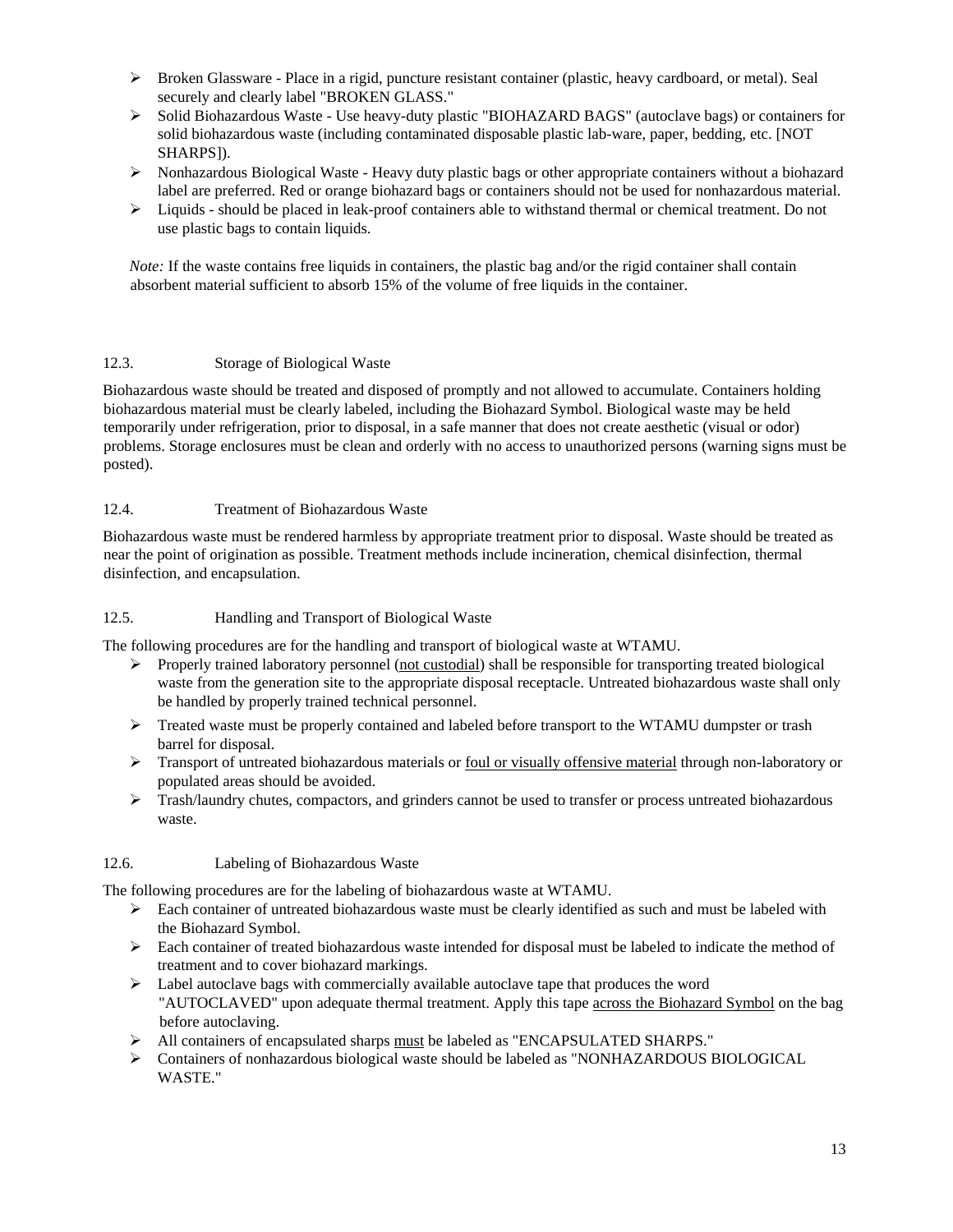- Broken Glassware - Place in a rigid, puncture resistant container (plastic, heavy cardboard, or metal). Seal securely and clearly label "BROKEN GLASS."
- Solid Biohazardous Waste - Use heavy-duty plastic "BIOHAZARD BAGS" (autoclave bags) or containers for solid biohazardous waste (including contaminated disposable plastic lab-ware, paper, bedding, etc. [NOT SHARPS]).
- Nonhazardous Biological Waste - Heavy duty plastic bags or other appropriate containers without a biohazard label are preferred. Red or orange biohazard bags or containers should not be used for nonhazardous material.
- Liquids - should be placed in leak-proof containers able to withstand thermal or chemical treatment. Do not use plastic bags to contain liquids.

*Note:* If the waste contains free liquids in containers, the plastic bag and/or the rigid container shall contain absorbent material sufficient to absorb 15% of the volume of free liquids in the container.

## 12.3. Storage of Biological Waste

Biohazardous waste should be treated and disposed of promptly and not allowed to accumulate. Containers holding biohazardous material must be clearly labeled, including the Biohazard Symbol. Biological waste may be held temporarily under refrigeration, prior to disposal, in a safe manner that does not create aesthetic (visual or odor) problems. Storage enclosures must be clean and orderly with no access to unauthorized persons (warning signs must be posted).

## 12.4. Treatment of Biohazardous Waste

Biohazardous waste must be rendered harmless by appropriate treatment prior to disposal. Waste should be treated as near the point of origination as possible. Treatment methods include incineration, chemical disinfection, thermal disinfection, and encapsulation.

## 12.5. Handling and Transport of Biological Waste

The following procedures are for the handling and transport of biological waste at WTAMU.

- Properly trained laboratory personnel (<u>not custodial</u>) shall be responsible for transporting treated biological waste from the generation site to the appropriate disposal receptacle. Untreated biohazardous waste shall only be handled by properly trained technical personnel.
- Treated waste must be properly contained and labeled before transport to the WTAMU dumpster or trash barrel for disposal.
- Transport of untreated biohazardous materials or <u>foul or visually offensive material</u> through non-laboratory or populated areas should be avoided.
- Trash/laundry chutes, compactors, and grinders cannot be used to transfer or process untreated biohazardous waste.

## 12.6. Labeling of Biohazardous Waste

The following procedures are for the labeling of biohazardous waste at WTAMU.

- Each container of untreated biohazardous waste must be clearly identified as such and must be labeled with the Biohazard Symbol.
- Each container of treated biohazardous waste intended for disposal must be labeled to indicate the method of treatment and to cover biohazard markings.
- Label autoclave bags with commercially available autoclave tape that produces the word "AUTOCLAVED" upon adequate thermal treatment. Apply this tape <u>across the Biohazard Symbol</u> on the bag before autoclaving.
- All containers of encapsulated sharps <u>must</u> be labeled as "ENCAPSULATED SHARPS."
- Containers of nonhazardous biological waste should be labeled as "NONHAZARDOUS BIOLOGICAL WASTE."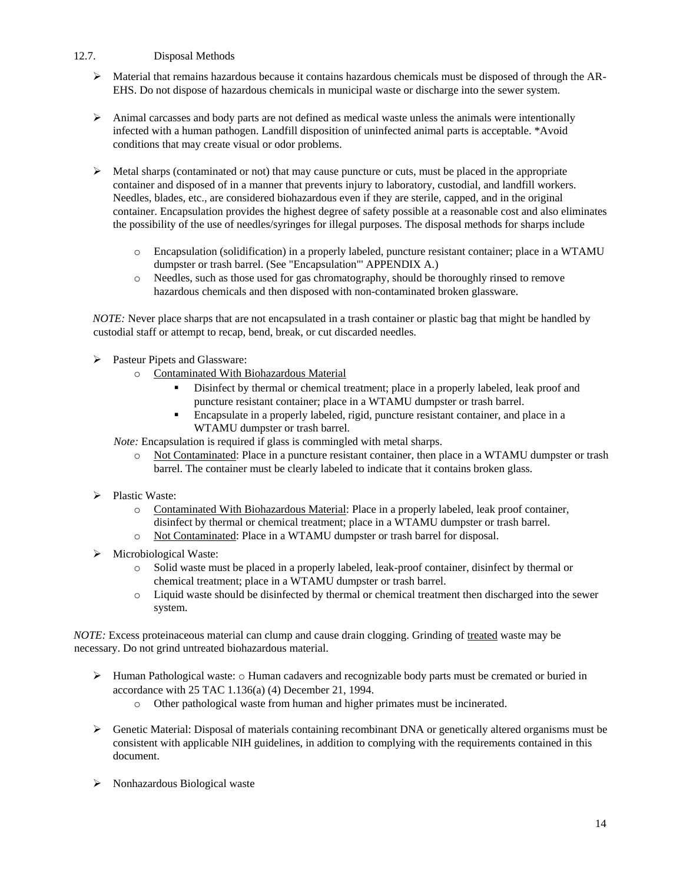12.7. Disposal Methods

- Material that remains hazardous because it contains hazardous chemicals must be disposed of through the AR-EHS. Do not dispose of hazardous chemicals in municipal waste or discharge into the sewer system.

- Animal carcasses and body parts are not defined as medical waste unless the animals were intentionally infected with a human pathogen. Landfill disposition of uninfected animal parts is acceptable. *Avoid conditions that may create visual or odor problems.

- Metal sharps (contaminated or not) that may cause puncture or cuts, must be placed in the appropriate container and disposed of in a manner that prevents injury to laboratory, custodial, and landfill workers. Needles, blades, etc., are considered biohazardous even if they are sterile, capped, and in the original container. Encapsulation provides the highest degree of safety possible at a reasonable cost and also eliminates the possibility of the use of needles/syringes for illegal purposes. The disposal methods for sharps include

  - Encapsulation (solidification) in a properly labeled, puncture resistant container; place in a WTAMU dumpster or trash barrel. (See "Encapsulation"' APPENDIX A.)
  - Needles, such as those used for gas chromatography, should be thoroughly rinsed to remove hazardous chemicals and then disposed with non-contaminated broken glassware.

  *NOTE:* Never place sharps that are not encapsulated in a trash container or plastic bag that might be handled by custodial staff or attempt to recap, bend, break, or cut discarded needles.

- Pasteur Pipets and Glassware:
  - Contaminated With Biohazardous Material
    - Disinfect by thermal or chemical treatment; place in a properly labeled, leak proof and puncture resistant container; place in a WTAMU dumpster or trash barrel.
    - Encapsulate in a properly labeled, rigid, puncture resistant container, and place in a WTAMU dumpster or trash barrel.

  *Note:* Encapsulation is required if glass is commingled with metal sharps.
  - Not Contaminated: Place in a puncture resistant container, then place in a WTAMU dumpster or trash barrel. The container must be clearly labeled to indicate that it contains broken glass.

- Plastic Waste:
  - Contaminated With Biohazardous Material: Place in a properly labeled, leak proof container, disinfect by thermal or chemical treatment; place in a WTAMU dumpster or trash barrel.
  - Not Contaminated: Place in a WTAMU dumpster or trash barrel for disposal.

- Microbiological Waste:
  - Solid waste must be placed in a properly labeled, leak-proof container, disinfect by thermal or chemical treatment; place in a WTAMU dumpster or trash barrel.
  - Liquid waste should be disinfected by thermal or chemical treatment then discharged into the sewer system.

*NOTE:* Excess proteinaceous material can clump and cause drain clogging. Grinding of treated waste may be necessary. Do not grind untreated biohazardous material.

- Human Pathological waste:
  - Human cadavers and recognizable body parts must be cremated or buried in accordance with 25 TAC 1.136(a) (4) December 21, 1994.
  - Other pathological waste from human and higher primates must be incinerated.

- Genetic Material: Disposal of materials containing recombinant DNA or genetically altered organisms must be consistent with applicable NIH guidelines, in addition to complying with the requirements contained in this document.

- Nonhazardous Biological waste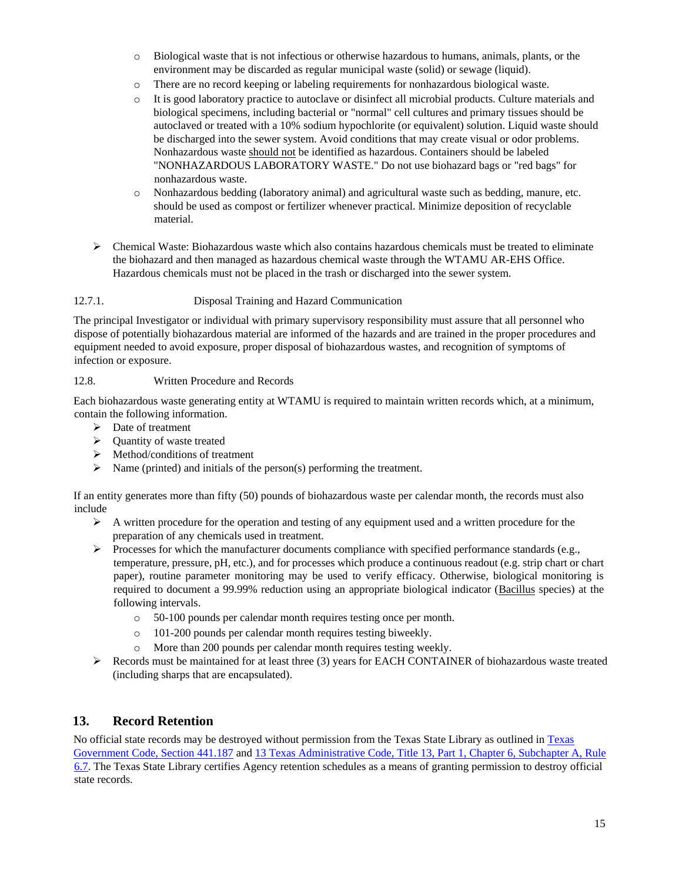- Biological waste that is not infectious or otherwise hazardous to humans, animals, plants, or the environment may be discarded as regular municipal waste (solid) or sewage (liquid).
  - There are no record keeping or labeling requirements for nonhazardous biological waste.
  - It is good laboratory practice to autoclave or disinfect all microbial products. Culture materials and biological specimens, including bacterial or "normal" cell cultures and primary tissues should be autoclaved or treated with a 10% sodium hypochlorite (or equivalent) solution. Liquid waste should be discharged into the sewer system. Avoid conditions that may create visual or odor problems. Nonhazardous waste should not be identified as hazardous. Containers should be labeled "NONHAZARDOUS LABORATORY WASTE." Do not use biohazard bags or "red bags" for nonhazardous waste.
  - Nonhazardous bedding (laboratory animal) and agricultural waste such as bedding, manure, etc. should be used as compost or fertilizer whenever practical. Minimize deposition of recyclable material.

- Chemical Waste: Biohazardous waste which also contains hazardous chemicals must be treated to eliminate the biohazard and then managed as hazardous chemical waste through the WTAMU AR-EHS Office. Hazardous chemicals must not be placed in the trash or discharged into the sewer system.

12.7.1. Disposal Training and Hazard Communication

The principal Investigator or individual with primary supervisory responsibility must assure that all personnel who dispose of potentially biohazardous material are informed of the hazards and are trained in the proper procedures and equipment needed to avoid exposure, proper disposal of biohazardous wastes, and recognition of symptoms of infection or exposure.

12.8. Written Procedure and Records

Each biohazardous waste generating entity at WTAMU is required to maintain written records which, at a minimum, contain the following information.

- Date of treatment
- Quantity of waste treated
- Method/conditions of treatment
- Name (printed) and initials of the person(s) performing the treatment.

If an entity generates more than fifty (50) pounds of biohazardous waste per calendar month, the records must also include

- A written procedure for the operation and testing of any equipment used and a written procedure for the preparation of any chemicals used in treatment.
- Processes for which the manufacturer documents compliance with specified performance standards (e.g., temperature, pressure, pH, etc.), and for processes which produce a continuous readout (e.g. strip chart or chart paper), routine parameter monitoring may be used to verify efficacy. Otherwise, biological monitoring is required to document a 99.99% reduction using an appropriate biological indicator (Bacillus species) at the following intervals.
  - 50-100 pounds per calendar month requires testing once per month.
  - 101-200 pounds per calendar month requires testing biweekly.
  - More than 200 pounds per calendar month requires testing weekly.
- Records must be maintained for at least three (3) years for EACH CONTAINER of biohazardous waste treated (including sharps that are encapsulated).

## 13. Record Retention

No official state records may be destroyed without permission from the Texas State Library as outlined in Texas Government Code, Section 441.187 and 13 Texas Administrative Code, Title 13, Part 1, Chapter 6, Subchapter A, Rule 6.7. The Texas State Library certifies Agency retention schedules as a means of granting permission to destroy official state records.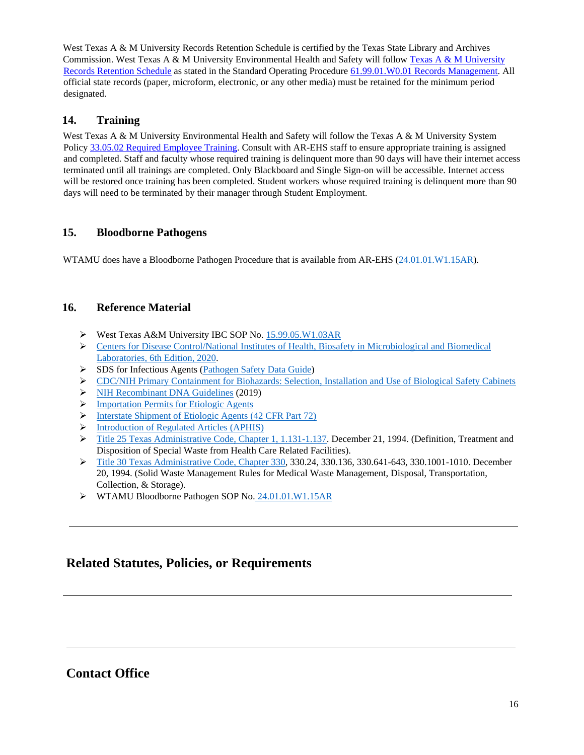West Texas A & M University Records Retention Schedule is certified by the Texas State Library and Archives Commission. West Texas A & M University Environmental Health and Safety will follow Texas A & M University Records Retention Schedule as stated in the Standard Operating Procedure 61.99.01.W0.01 Records Management. All official state records (paper, microform, electronic, or any other media) must be retained for the minimum period designated.

## 14. Training

West Texas A & M University Environmental Health and Safety will follow the Texas A & M University System Policy 33.05.02 Required Employee Training. Consult with AR-EHS staff to ensure appropriate training is assigned and completed. Staff and faculty whose required training is delinquent more than 90 days will have their internet access terminated until all trainings are completed. Only Blackboard and Single Sign-on will be accessible. Internet access will be restored once training has been completed. Student workers whose required training is delinquent more than 90 days will need to be terminated by their manager through Student Employment.

## 15. Bloodborne Pathogens

WTAMU does have a Bloodborne Pathogen Procedure that is available from AR-EHS (24.01.01.W1.15AR).

## 16. Reference Material

- West Texas A&M University IBC SOP No. 15.99.05.W1.03AR
- Centers for Disease Control/National Institutes of Health, Biosafety in Microbiological and Biomedical Laboratories, 6th Edition, 2020.
- SDS for Infectious Agents (Pathogen Safety Data Guide)
- CDC/NIH Primary Containment for Biohazards: Selection, Installation and Use of Biological Safety Cabinets
- NIH Recombinant DNA Guidelines (2019)
- Importation Permits for Etiologic Agents
- Interstate Shipment of Etiologic Agents (42 CFR Part 72)
- Introduction of Regulated Articles (APHIS)
- Title 25 Texas Administrative Code, Chapter 1, 1.131-1.137. December 21, 1994. (Definition, Treatment and Disposition of Special Waste from Health Care Related Facilities).
- Title 30 Texas Administrative Code, Chapter 330, 330.24, 330.136, 330.641-643, 330.1001-1010. December 20, 1994. (Solid Waste Management Rules for Medical Waste Management, Disposal, Transportation, Collection, & Storage).
- WTAMU Bloodborne Pathogen SOP No. 24.01.01.W1.15AR

---

# Related Statutes, Policies, or Requirements

---

---

# Contact Office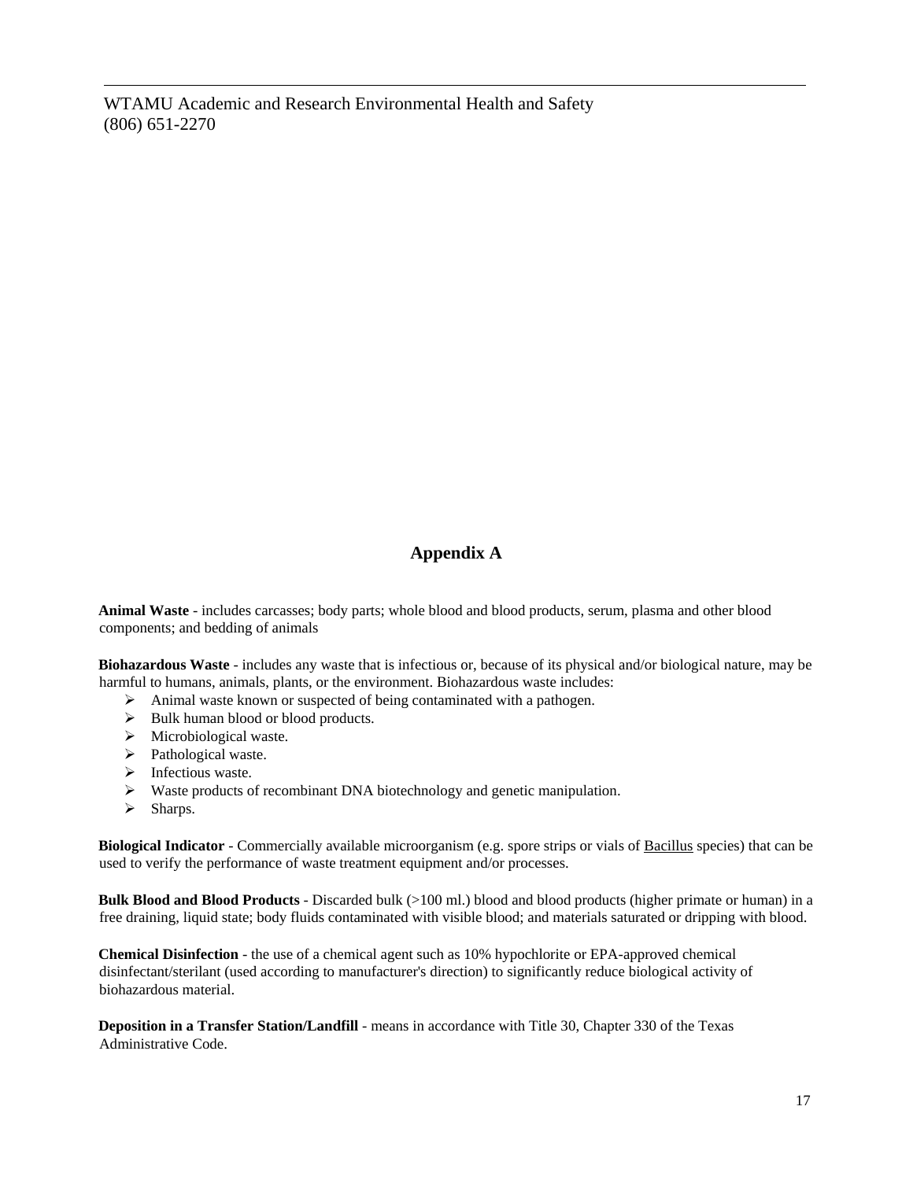WTAMU Academic and Research Environmental Health and Safety
(806) 651-2270

## Appendix A

**Animal Waste** - includes carcasses; body parts; whole blood and blood products, serum, plasma and other blood components; and bedding of animals

**Biohazardous Waste** - includes any waste that is infectious or, because of its physical and/or biological nature, may be harmful to humans, animals, plants, or the environment. Biohazardous waste includes:

- Animal waste known or suspected of being contaminated with a pathogen.
- Bulk human blood or blood products.
- Microbiological waste.
- Pathological waste.
- Infectious waste.
- Waste products of recombinant DNA biotechnology and genetic manipulation.
- Sharps.

**Biological Indicator** - Commercially available microorganism (e.g. spore strips or vials of Bacillus species) that can be used to verify the performance of waste treatment equipment and/or processes.

**Bulk Blood and Blood Products** - Discarded bulk (>100 ml.) blood and blood products (higher primate or human) in a free draining, liquid state; body fluids contaminated with visible blood; and materials saturated or dripping with blood.

**Chemical Disinfection** - the use of a chemical agent such as 10% hypochlorite or EPA-approved chemical disinfectant/sterilant (used according to manufacturer's direction) to significantly reduce biological activity of biohazardous material.

**Deposition in a Transfer Station/Landfill** - means in accordance with Title 30, Chapter 330 of the Texas Administrative Code.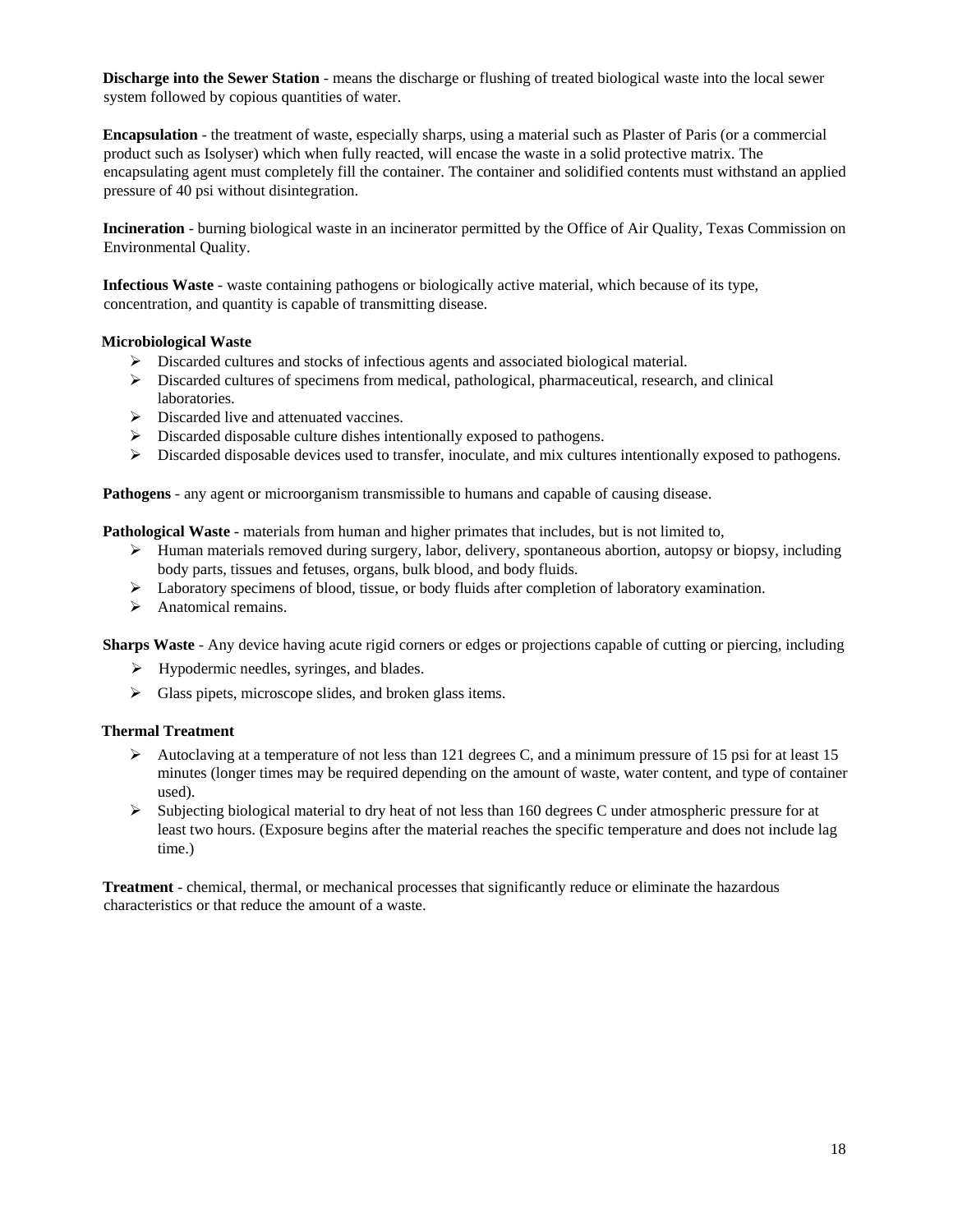**Discharge into the Sewer Station** - means the discharge or flushing of treated biological waste into the local sewer system followed by copious quantities of water.

**Encapsulation** - the treatment of waste, especially sharps, using a material such as Plaster of Paris (or a commercial product such as Isolyser) which when fully reacted, will encase the waste in a solid protective matrix. The encapsulating agent must completely fill the container. The container and solidified contents must withstand an applied pressure of 40 psi without disintegration.

**Incineration** - burning biological waste in an incinerator permitted by the Office of Air Quality, Texas Commission on Environmental Quality.

**Infectious Waste** - waste containing pathogens or biologically active material, which because of its type, concentration, and quantity is capable of transmitting disease.

**Microbiological Waste**

- Discarded cultures and stocks of infectious agents and associated biological material.
- Discarded cultures of specimens from medical, pathological, pharmaceutical, research, and clinical laboratories.
- Discarded live and attenuated vaccines.
- Discarded disposable culture dishes intentionally exposed to pathogens.
- Discarded disposable devices used to transfer, inoculate, and mix cultures intentionally exposed to pathogens.

**Pathogens** - any agent or microorganism transmissible to humans and capable of causing disease.

**Pathological Waste** - materials from human and higher primates that includes, but is not limited to,

- Human materials removed during surgery, labor, delivery, spontaneous abortion, autopsy or biopsy, including body parts, tissues and fetuses, organs, bulk blood, and body fluids.
- Laboratory specimens of blood, tissue, or body fluids after completion of laboratory examination.
- Anatomical remains.

**Sharps Waste** - Any device having acute rigid corners or edges or projections capable of cutting or piercing, including

- Hypodermic needles, syringes, and blades.
- Glass pipets, microscope slides, and broken glass items.

**Thermal Treatment**

- Autoclaving at a temperature of not less than 121 degrees C, and a minimum pressure of 15 psi for at least 15 minutes (longer times may be required depending on the amount of waste, water content, and type of container used).
- Subjecting biological material to dry heat of not less than 160 degrees C under atmospheric pressure for at least two hours. (Exposure begins after the material reaches the specific temperature and does not include lag time.)

**Treatment** - chemical, thermal, or mechanical processes that significantly reduce or eliminate the hazardous characteristics or that reduce the amount of a waste.